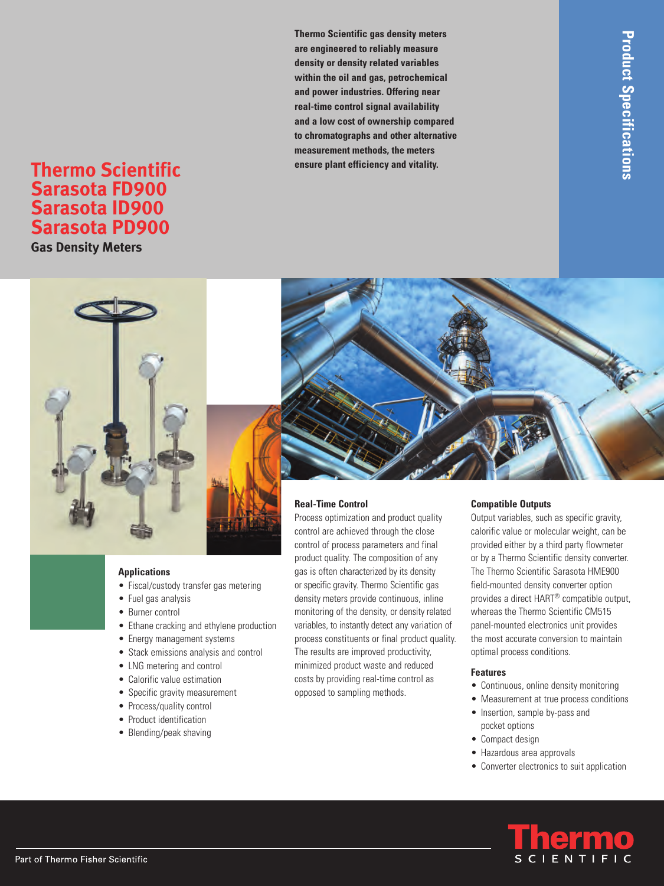# Thermo Scientific Sarasota FD900 Sarasota ID900 Sarasota PD900

## Gas Density Meters

**Thermo Scientific gas density meters are engineered to reliably measure density or density related variables within the oil and gas, petrochemical and power industries. Offering near real-time control signal availability and a low cost of ownership compared to chromatographs and other alternative measurement methods, the meters ensure plant efficiency and vitality.**

Product Specifications

### Applications

- Fiscal/custody transfer gas metering
- Fuel gas analysis
- Burner control
- Ethane cracking and ethylene production
- Energy management systems
- Stack emissions analysis and control
- LNG metering and control
- Calorific value estimation
- Specific gravity measurement
- Process/quality control
- Product identification
- Blending/peak shaving

### Real-Time Control

Process optimization and product quality control are achieved through the close control of process parameters and final product quality. The composition of any gas is often characterized by its density or specific gravity. Thermo Scientific gas density meters provide continuous, inline monitoring of the density, or density related variables, to instantly detect any variation of process constituents or final product quality. The results are improved productivity, minimized product waste and reduced costs by providing real-time control as opposed to sampling methods.

### Compatible Outputs

Output variables, such as specific gravity, calorific value or molecular weight, can be provided either by a third party flowmeter or by a Thermo Scientific density converter. The Thermo Scientific Sarasota HME900 field-mounted density converter option provides a direct HART® compatible output, whereas the Thermo Scientific CM515 panel-mounted electronics unit provides the most accurate conversion to maintain optimal process conditions.

### Features

- Continuous, online density monitoring
- Measurement at true process conditions
- Insertion, sample by-pass and pocket options
- Compact design
- Hazardous area approvals
- Converter electronics to suit application

Part of Thermo Fisher Scientific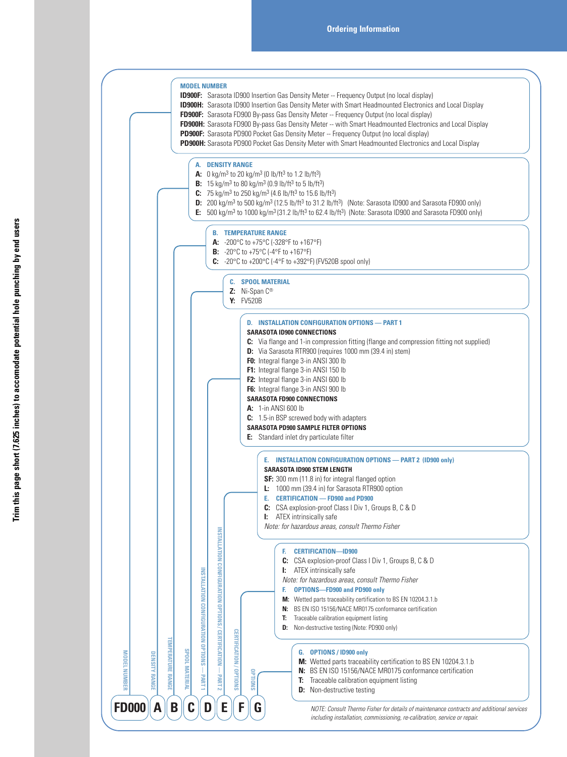# Ordering Information

*Trim this page short (7.625 inches) to accomodate potential hole punching by end users*

### MODEL NUMBER

**ID900F:** Sarasota ID900 Insertion Gas Density Meter -- Frequency Output (no local display)
**ID900H:** Sarasota ID900 Insertion Gas Density Meter with Smart Headmounted Electronics and Local Display
**FD900F:** Sarasota FD900 By-pass Gas Density Meter -- Frequency Output (no local display)
**FD900H:** Sarasota FD900 By-pass Gas Density Meter -- with Smart Headmounted Electronics and Local Display
**PD900F:** Sarasota PD900 Pocket Gas Density Meter -- Frequency Output (no local display)
**PD900H:** Sarasota PD900 Pocket Gas Density Meter with Smart Headmounted Electronics and Local Display

### A. DENSITY RANGE

**A:** 0 kg/m$^3$ to 20 kg/m$^3$ (0 lb/ft$^3$ to 1.2 lb/ft$^3$)
**B:** 15 kg/m$^3$ to 80 kg/m$^3$ (0.9 lb/ft$^3$ to 5 lb/ft$^3$)
**C:** 75 kg/m$^3$ to 250 kg/m$^3$ (4.6 lb/ft$^3$ to 15.6 lb/ft$^3$)
**D:** 200 kg/m$^3$ to 500 kg/m$^3$ (12.5 lb/ft$^3$ to 31.2 lb/ft$^3$) (Note: Sarasota ID900 and Sarasota FD900 only)
**E:** 500 kg/m$^3$ to 1000 kg/m$^3$ (31.2 lb/ft$^3$ to 62.4 lb/ft$^3$) (Note: Sarasota ID900 and Sarasota FD900 only)

### B. TEMPERATURE RANGE

**A:** -200°C to +75°C (-328°F to +167°F)
**B:** -20°C to +75°C (-4°F to +167°F)
**C:** -20°C to +200°C (-4°F to +392°F) (FV520B spool only)

### C. SPOOL MATERIAL

**Z:** Ni-Span C®
**Y:** FV520B

### D. INSTALLATION CONFIGURATION OPTIONS — PART 1

**SARASOTA ID900 CONNECTIONS**

**C:** Via flange and 1-in compression fitting (flange and compression fitting not supplied)
**D:** Via Sarasota RTR900 (requires 1000 mm (39.4 in) stem)
**F0:** Integral flange 3-in ANSI 300 lb
**F1:** Integral flange 3-in ANSI 150 lb
**F2:** Integral flange 3-in ANSI 600 lb
**F6:** Integral flange 3-in ANSI 900 lb

**SARASOTA FD900 CONNECTIONS**

**A:** 1-in ANSI 600 lb
**C:** 1.5-in BSP screwed body with adapters

**SARASOTA PD900 SAMPLE FILTER OPTIONS**

**E:** Standard inlet dry particulate filter

### E. INSTALLATION CONFIGURATION OPTIONS — PART 2 (ID900 only)

**SARASOTA ID900 STEM LENGTH**

**SF:** 300 mm (11.8 in) for integral flanged option
**L:** 1000 mm (39.4 in) for Sarasota RTR900 option

### E. CERTIFICATION — FD900 and PD900

**C:** CSA explosion-proof Class I Div 1, Groups B, C & D
**I:** ATEX intrinsically safe

*Note: for hazardous areas, consult Thermo Fisher*

### F. CERTIFICATION—ID900

**C:** CSA explosion-proof Class I Div 1, Groups B, C & D
**I:** ATEX intrinsically safe

*Note: for hazardous areas, consult Thermo Fisher*

### F. OPTIONS—FD900 and PD900 only

**M:** Wetted parts traceability certification to BS EN 10204.3.1.b
**N:** BS EN ISO 15156/NACE MR0175 conformance certification
**T:** Traceable calibration equipment listing
**D:** Non-destructive testing (Note: PD900 only)

### G. OPTIONS / ID900 only

**M:** Wetted parts traceability certification to BS EN 10204.3.1.b
**N:** BS EN ISO 15156/NACE MR0175 conformance certification
**T:** Traceable calibration equipment listing
**D:** Non-destructive testing

| MODEL NUMBER | DENSITY RANGE | TEMPERATURE RANGE | SPOOL MATERIAL | INSTALLATION CONFIGURATION OPTIONS — PART 1 | INSTALLATION CONFIGURATION OPTIONS / CERTIFICATION — PART 2 | CERTIFICATION / OPTIONS | OPTIONS |
|---|---|---|---|---|---|---|---|
| FD000 | A | B | C | D | E | F | G |

*NOTE: Consult Thermo Fisher for details of maintenance contracts and additional services including installation, commissioning, re-calibration, service or repair.*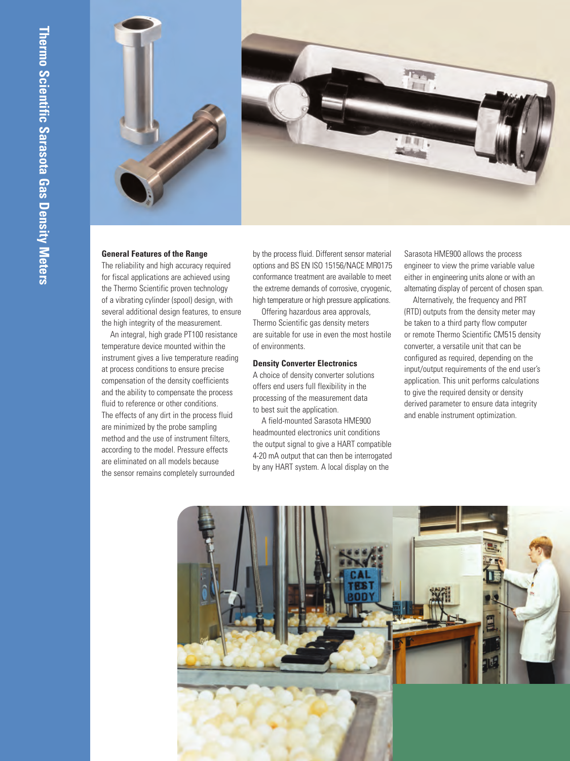## General Features of the Range

The reliability and high accuracy required for fiscal applications are achieved using the Thermo Scientific proven technology of a vibrating cylinder (spool) design, with several additional design features, to ensure the high integrity of the measurement.

An integral, high grade PT100 resistance temperature device mounted within the instrument gives a live temperature reading at process conditions to ensure precise compensation of the density coefficients and the ability to compensate the process fluid to reference or other conditions. The effects of any dirt in the process fluid are minimized by the probe sampling method and the use of instrument filters, according to the model. Pressure effects are eliminated on all models because the sensor remains completely surrounded by the process fluid. Different sensor material options and BS EN ISO 15156/NACE MR0175 conformance treatment are available to meet the extreme demands of corrosive, cryogenic, high temperature or high pressure applications.

Offering hazardous area approvals, Thermo Scientific gas density meters are suitable for use in even the most hostile of environments.

## Density Converter Electronics

A choice of density converter solutions offers end users full flexibility in the processing of the measurement data to best suit the application.

A field-mounted Sarasota HME900 headmounted electronics unit conditions the output signal to give a HART compatible 4-20 mA output that can then be interrogated by any HART system. A local display on the Sarasota HME900 allows the process engineer to view the prime variable value either in engineering units alone or with an alternating display of percent of chosen span.

Alternatively, the frequency and PRT (RTD) outputs from the density meter may be taken to a third party flow computer or remote Thermo Scientific CM515 density converter, a versatile unit that can be configured as required, depending on the input/output requirements of the end user's application. This unit performs calculations to give the required density or density derived parameter to ensure data integrity and enable instrument optimization.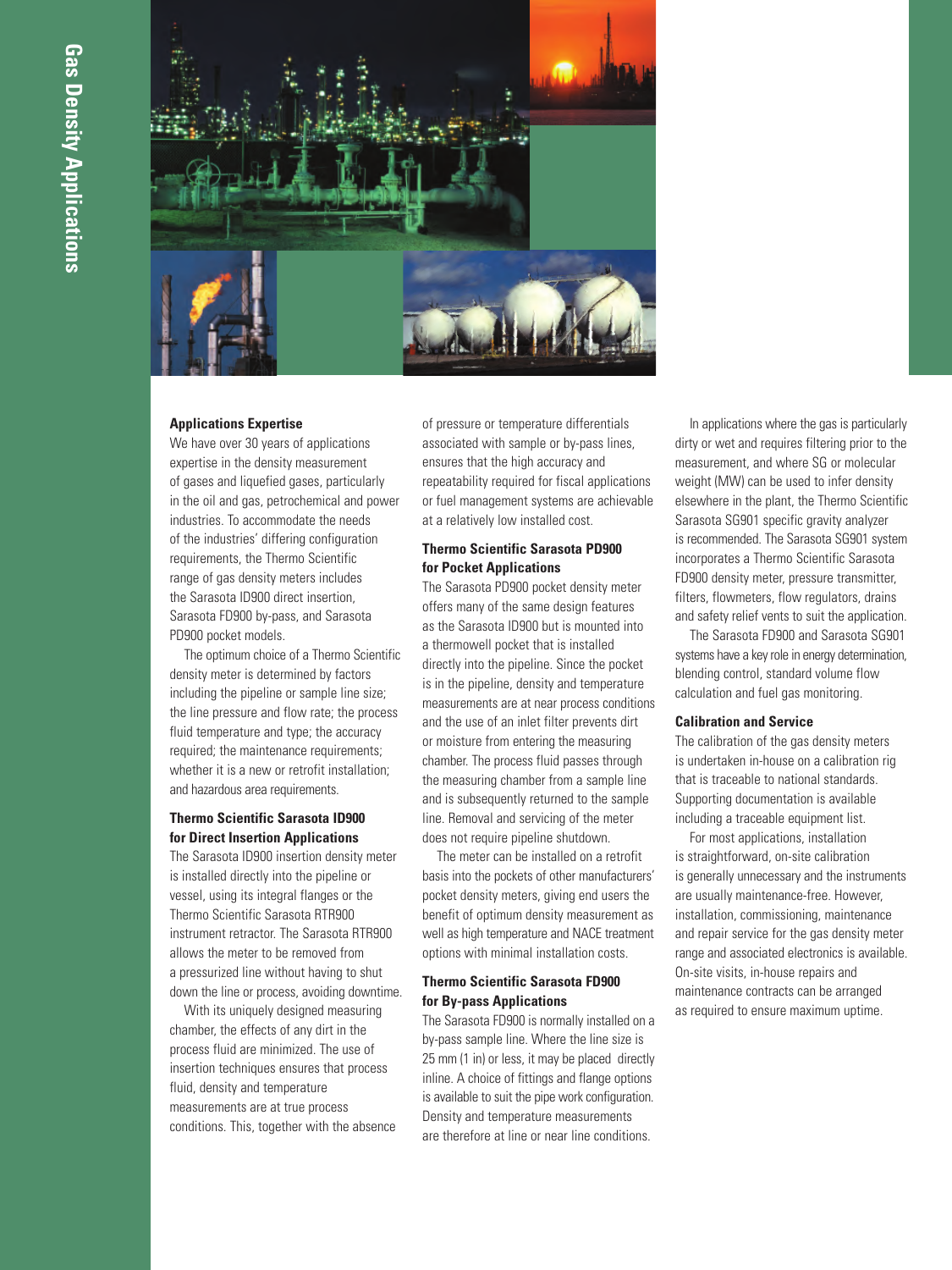# Gas Density Applications

## Applications Expertise

We have over 30 years of applications expertise in the density measurement of gases and liquefied gases, particularly in the oil and gas, petrochemical and power industries. To accommodate the needs of the industries' differing configuration requirements, the Thermo Scientific range of gas density meters includes the Sarasota ID900 direct insertion, Sarasota FD900 by-pass, and Sarasota PD900 pocket models.

The optimum choice of a Thermo Scientific density meter is determined by factors including the pipeline or sample line size; the line pressure and flow rate; the process fluid temperature and type; the accuracy required; the maintenance requirements; whether it is a new or retrofit installation; and hazardous area requirements.

## Thermo Scientific Sarasota ID900 for Direct Insertion Applications

The Sarasota ID900 insertion density meter is installed directly into the pipeline or vessel, using its integral flanges or the Thermo Scientific Sarasota RTR900 instrument retractor. The Sarasota RTR900 allows the meter to be removed from a pressurized line without having to shut down the line or process, avoiding downtime.

With its uniquely designed measuring chamber, the effects of any dirt in the process fluid are minimized. The use of insertion techniques ensures that process fluid, density and temperature measurements are at true process conditions. This, together with the absence of pressure or temperature differentials associated with sample or by-pass lines, ensures that the high accuracy and repeatability required for fiscal applications or fuel management systems are achievable at a relatively low installed cost.

## Thermo Scientific Sarasota PD900 for Pocket Applications

The Sarasota PD900 pocket density meter offers many of the same design features as the Sarasota ID900 but is mounted into a thermowell pocket that is installed directly into the pipeline. Since the pocket is in the pipeline, density and temperature measurements are at near process conditions and the use of an inlet filter prevents dirt or moisture from entering the measuring chamber. The process fluid passes through the measuring chamber from a sample line and is subsequently returned to the sample line. Removal and servicing of the meter does not require pipeline shutdown.

The meter can be installed on a retrofit basis into the pockets of other manufacturers' pocket density meters, giving end users the benefit of optimum density measurement as well as high temperature and NACE treatment options with minimal installation costs.

## Thermo Scientific Sarasota FD900 for By-pass Applications

The Sarasota FD900 is normally installed on a by-pass sample line. Where the line size is 25 mm (1 in) or less, it may be placed directly inline. A choice of fittings and flange options is available to suit the pipe work configuration. Density and temperature measurements are therefore at line or near line conditions.

In applications where the gas is particularly dirty or wet and requires filtering prior to the measurement, and where SG or molecular weight (MW) can be used to infer density elsewhere in the plant, the Thermo Scientific Sarasota SG901 specific gravity analyzer is recommended. The Sarasota SG901 system incorporates a Thermo Scientific Sarasota FD900 density meter, pressure transmitter, filters, flowmeters, flow regulators, drains and safety relief vents to suit the application.

The Sarasota FD900 and Sarasota SG901 systems have a key role in energy determination, blending control, standard volume flow calculation and fuel gas monitoring.

## Calibration and Service

The calibration of the gas density meters is undertaken in-house on a calibration rig that is traceable to national standards. Supporting documentation is available including a traceable equipment list.

For most applications, installation is straightforward, on-site calibration is generally unnecessary and the instruments are usually maintenance-free. However, installation, commissioning, maintenance and repair service for the gas density meter range and associated electronics is available. On-site visits, in-house repairs and maintenance contracts can be arranged as required to ensure maximum uptime.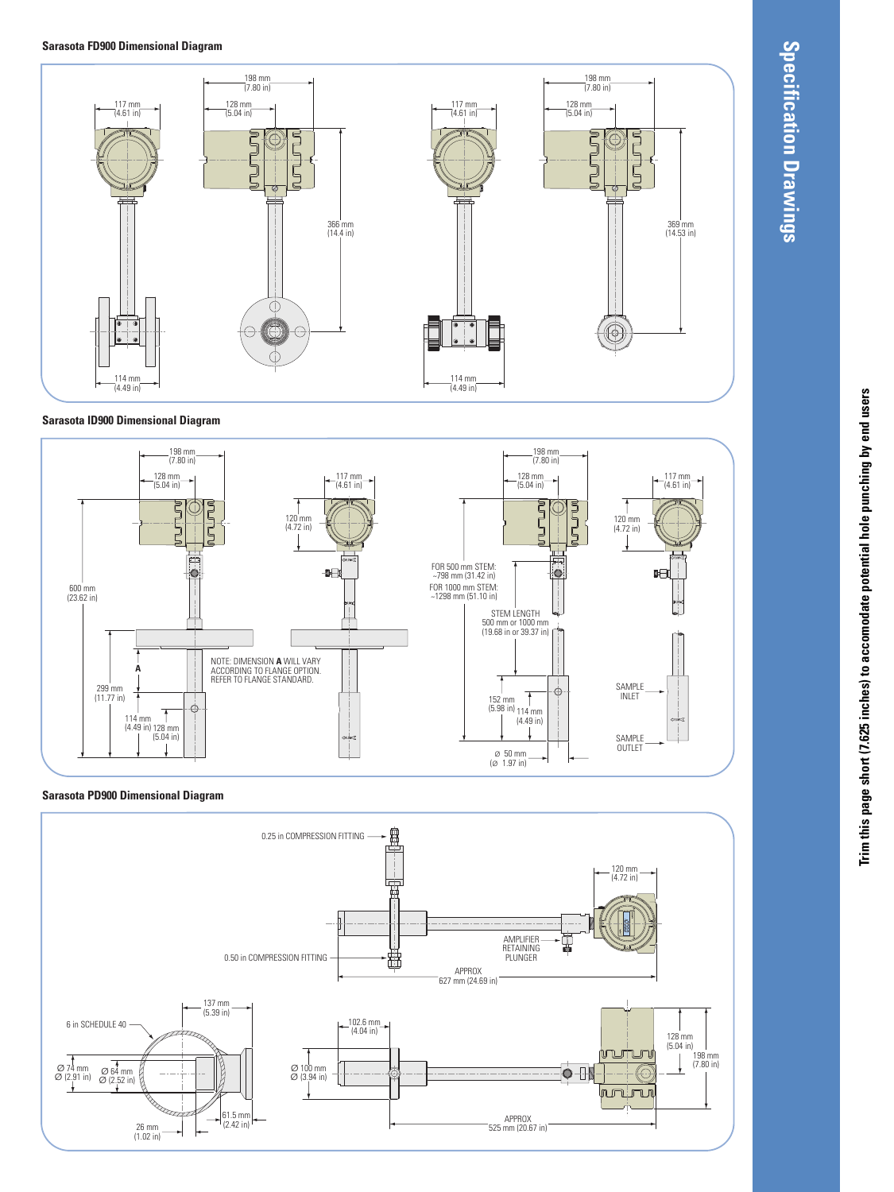### Sarasota FD900 Dimensional Diagram

198 mm (7.80 in)
117 mm (4.61 in)
128 mm (5.04 in)
366 mm (14.4 in)
114 mm (4.49 in)

198 mm (7.80 in)
117 mm (4.61 in)
128 mm (5.04 in)
369 mm (14.53 in)
114 mm (4.49 in)

### Sarasota ID900 Dimensional Diagram

198 mm (7.80 in)
128 mm (5.04 in)
117 mm (4.61 in)
120 mm (4.72 in)
600 mm (23.62 in)
A
299 mm (11.77 in)
114 mm (4.49 in)
128 mm (5.04 in)

NOTE: DIMENSION **A** WILL VARY ACCORDING TO FLANGE OPTION. REFER TO FLANGE STANDARD.

198 mm (7.80 in)
128 mm (5.04 in)
117 mm (4.61 in)
120 mm (4.72 in)
FOR 500 mm STEM: ~798 mm (31.42 in)
FOR 1000 mm STEM: ~1298 mm (51.10 in)
STEM LENGTH 500 mm or 1000 mm (19.68 in or 39.37 in)
152 mm (5.98 in)
114 mm (4.49 in)
Ø 50 mm (Ø 1.97 in)
SAMPLE INLET
SAMPLE OUTLET

### Sarasota PD900 Dimensional Diagram

0.25 in COMPRESSION FITTING
120 mm (4.72 in)
AMPLIFIER RETAINING PLUNGER
0.50 in COMPRESSION FITTING
APPROX 627 mm (24.69 in)

6 in SCHEDULE 40
137 mm (5.39 in)
Ø 74 mm (Ø 2.91 in)
Ø 64 mm (Ø 2.52 in)
61.5 mm (2.42 in)
26 mm (1.02 in)
102.6 mm (4.04 in)
Ø 100 mm (Ø 3.94 in)
128 mm (5.04 in)
198 mm (7.80 in)
APPROX 525 mm (20.67 in)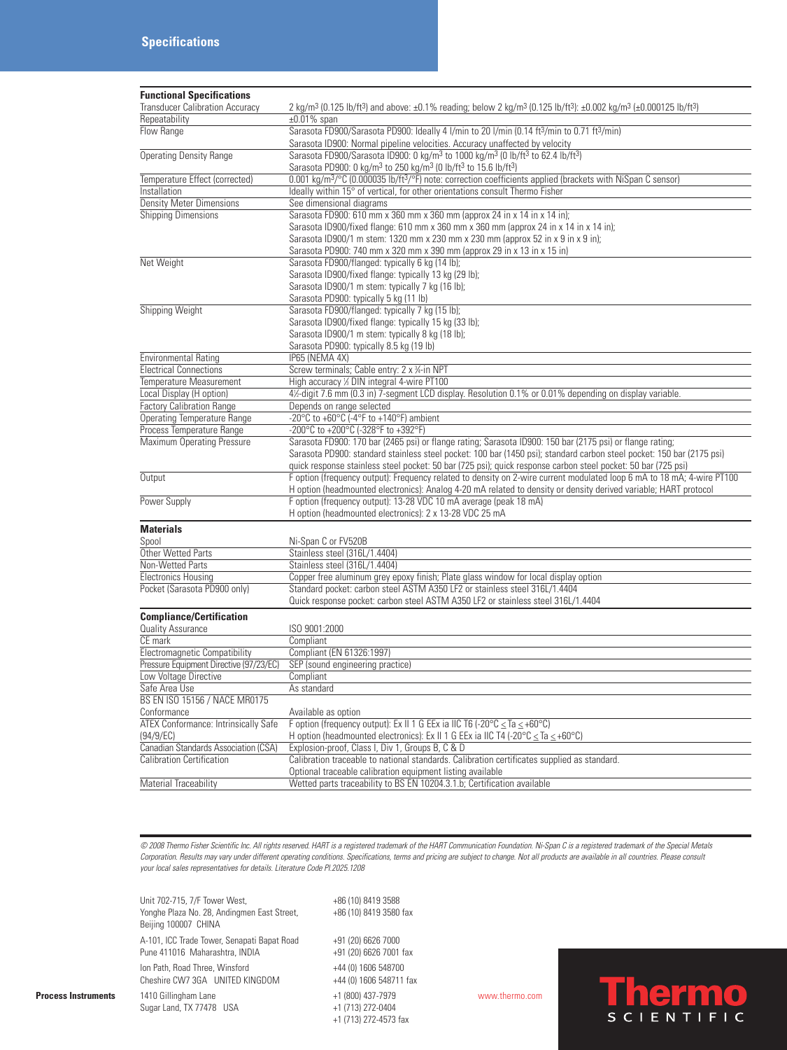## Specifications

| **Functional Specifications** | |
|---|---|
| Transducer Calibration Accuracy | 2 kg/m$^3$ (0.125 lb/ft$^3$) and above: ±0.1% reading; below 2 kg/m$^3$ (0.125 lb/ft$^3$): ±0.002 kg/m$^3$ (±0.000125 lb/ft$^3$) |
| Repeatability | ±0.01% span |
| Flow Range | Sarasota FD900/Sarasota PD900: Ideally 4 l/min to 20 l/min (0.14 ft$^3$/min to 0.71 ft$^3$/min)<br>Sarasota ID900: Normal pipeline velocities. Accuracy unaffected by velocity |
| Operating Density Range | Sarasota FD900/Sarasota ID900: 0 kg/m$^3$ to 1000 kg/m$^3$ (0 lb/ft$^3$ to 62.4 lb/ft$^3$)<br>Sarasota PD900: 0 kg/m$^3$ to 250 kg/m$^3$ (0 lb/ft$^3$ to 15.6 lb/ft$^3$) |
| Temperature Effect (corrected) | 0.001 kg/m$^3$/°C (0.000035 lb/ft$^3$/°F) note: correction coefficients applied (brackets with NiSpan C sensor) |
| Installation | Ideally within 15° of vertical, for other orientations consult Thermo Fisher |
| Density Meter Dimensions | See dimensional diagrams |
| Shipping Dimensions | Sarasota FD900: 610 mm x 360 mm x 360 mm (approx 24 in x 14 in x 14 in);<br>Sarasota ID900/fixed flange: 610 mm x 360 mm x 360 mm (approx 24 in x 14 in x 14 in);<br>Sarasota ID900/1 m stem: 1320 mm x 230 mm x 230 mm (approx 52 in x 9 in x 9 in);<br>Sarasota PD900: 740 mm x 320 mm x 390 mm (approx 29 in x 13 in x 15 in) |
| Net Weight | Sarasota FD900/flanged: typically 6 kg (14 lb);<br>Sarasota ID900/fixed flange: typically 13 kg (29 lb);<br>Sarasota ID900/1 m stem: typically 7 kg (16 lb);<br>Sarasota PD900: typically 5 kg (11 lb) |
| Shipping Weight | Sarasota FD900/flanged: typically 7 kg (15 lb);<br>Sarasota ID900/fixed flange: typically 15 kg (33 lb);<br>Sarasota ID900/1 m stem: typically 8 kg (18 lb);<br>Sarasota PD900: typically 8.5 kg (19 lb) |
| Environmental Rating | IP65 (NEMA 4X) |
| Electrical Connections | Screw terminals; Cable entry: 2 x ¾-in NPT |
| Temperature Measurement | High accuracy ⅓ DIN integral 4-wire PT100 |
| Local Display (H option) | 4½-digit 7.6 mm (0.3 in) 7-segment LCD display. Resolution 0.1% or 0.01% depending on display variable. |
| Factory Calibration Range | Depends on range selected |
| Operating Temperature Range | -20°C to +60°C (-4°F to +140°F) ambient |
| Process Temperature Range | -200°C to +200°C (-328°F to +392°F) |
| Maximum Operating Pressure | Sarasota FD900: 170 bar (2465 psi) or flange rating; Sarasota ID900: 150 bar (2175 psi) or flange rating;<br>Sarasota PD900: standard stainless steel pocket: 100 bar (1450 psi); standard carbon steel pocket: 150 bar (2175 psi)<br>quick response stainless steel pocket: 50 bar (725 psi); quick response carbon steel pocket: 50 bar (725 psi) |
| Output | F option (frequency output): Frequency related to density on 2-wire current modulated loop 6 mA to 18 mA; 4-wire PT100<br>H option (headmounted electronics): Analog 4-20 mA related to density or density derived variable; HART protocol |
| Power Supply | F option (frequency output): 13-28 VDC 10 mA average (peak 18 mA)<br>H option (headmounted electronics): 2 x 13-28 VDC 25 mA |

| **Materials** | |
|---|---|
| Spool | Ni-Span C or FV520B |
| Other Wetted Parts | Stainless steel (316L/1.4404) |
| Non-Wetted Parts | Stainless steel (316L/1.4404) |
| Electronics Housing | Copper free aluminum grey epoxy finish; Plate glass window for local display option |
| Pocket (Sarasota PD900 only) | Standard pocket: carbon steel ASTM A350 LF2 or stainless steel 316L/1.4404<br>Quick response pocket: carbon steel ASTM A350 LF2 or stainless steel 316L/1.4404 |

| **Compliance/Certification** | |
|---|---|
| Quality Assurance | ISO 9001:2000 |
| CE mark | Compliant |
| Electromagnetic Compatibility | Compliant (EN 61326:1997) |
| Pressure Equipment Directive (97/23/EC) | SEP (sound engineering practice) |
| Low Voltage Directive | Compliant |
| Safe Area Use | As standard |
| BS EN ISO 15156 / NACE MR0175 Conformance | Available as option |
| ATEX Conformance: Intrinsically Safe (94/9/EC) | F option (frequency output): Ex II 1 G EEx ia IIC T6 (-20°C ≤ Ta ≤ +60°C)<br>H option (headmounted electronics): Ex II 1 G EEx ia IIC T4 (-20°C ≤ Ta ≤ +60°C) |
| Canadian Standards Association (CSA) | Explosion-proof, Class I, Div 1, Groups B, C & D |
| Calibration Certification | Calibration traceable to national standards. Calibration certificates supplied as standard.<br>Optional traceable calibration equipment listing available |
| Material Traceability | Wetted parts traceability to BS EN 10204.3.1.b; Certification available |

*© 2008 Thermo Fisher Scientific Inc. All rights reserved. HART is a registered trademark of the HART Communication Foundation. Ni-Span C is a registered trademark of the Special Metals Corporation. Results may vary under different operating conditions. Specifications, terms and pricing are subject to change. Not all products are available in all countries. Please consult your local sales representatives for details. Literature Code PI.2025.1208*

**Process Instruments**

Unit 702-715, 7/F Tower West,
Yonghe Plaza No. 28, Andingmen East Street,
Beijing 100007 CHINA
+86 (10) 8419 3588
+86 (10) 8419 3580 fax

A-101, ICC Trade Tower, Senapati Bapat Road
Pune 411016 Maharashtra, INDIA
+91 (20) 6626 7000
+91 (20) 6626 7001 fax

Ion Path, Road Three, Winsford
Cheshire CW7 3GA UNITED KINGDOM
+44 (0) 1606 548700
+44 (0) 1606 548711 fax

1410 Gillingham Lane
Sugar Land, TX 77478 USA
+1 (800) 437-7979
+1 (713) 272-0404
+1 (713) 272-4573 fax

www.thermo.com

Thermo SCIENTIFIC